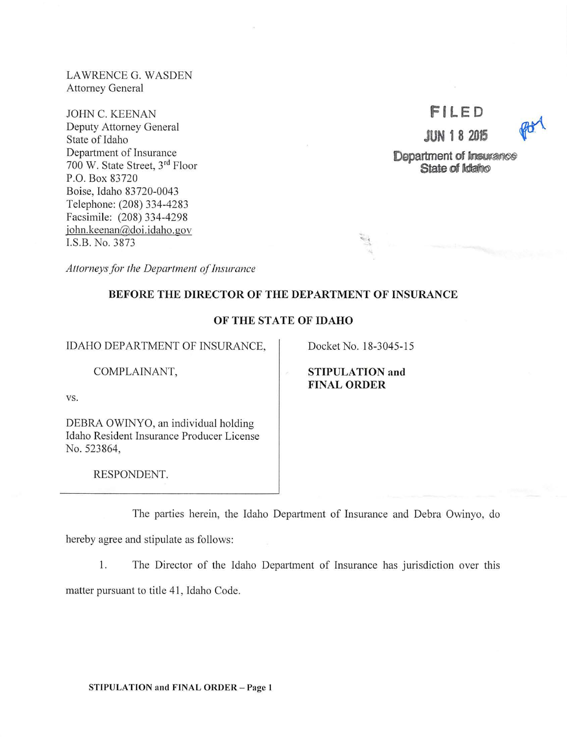LAWRENCE G. WASDEN
Attorney General

JOHN C. KEENAN
Deputy Attorney General
State of Idaho
Department of Insurance
700 W. State Street, 3rd Floor
P.O. Box 83720
Boise, Idaho 83720-0043
Telephone: (208) 334-4283
Facsimile: (208) 334-4298
john.keenan@doi.idaho.gov
I.S.B. No. 3873

*Attorneys for the Department of Insurance*

FILED
JUN 18 2015
Department of Insurance
State of Idaho

**BEFORE THE DIRECTOR OF THE DEPARTMENT OF INSURANCE**

**OF THE STATE OF IDAHO**

| | |
|---|---|
| IDAHO DEPARTMENT OF INSURANCE,<br><br>COMPLAINANT,<br><br>vs.<br><br>DEBRA OWINYO, an individual holding Idaho Resident Insurance Producer License No. 523864,<br><br>RESPONDENT. | Docket No. 18-3045-15<br><br>**STIPULATION and FINAL ORDER** |

The parties herein, the Idaho Department of Insurance and Debra Owinyo, do hereby agree and stipulate as follows:

1. The Director of the Idaho Department of Insurance has jurisdiction over this matter pursuant to title 41, Idaho Code.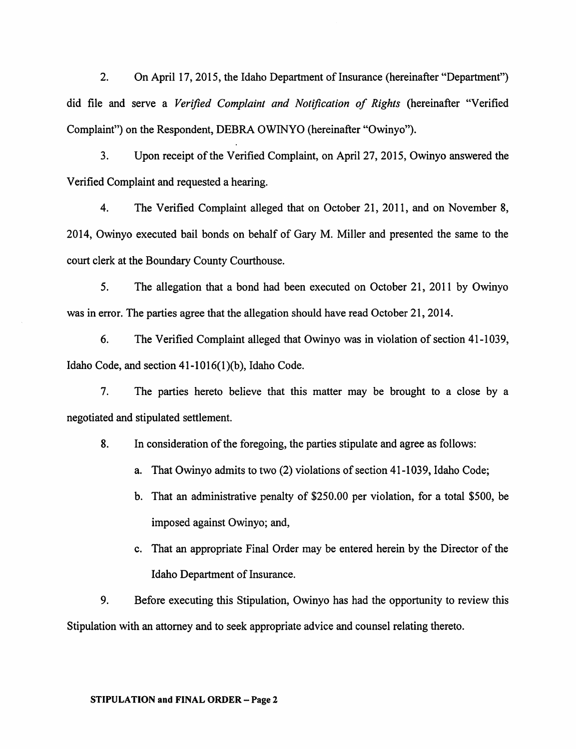2. On April 17, 2015, the Idaho Department of Insurance (hereinafter "Department") did file and serve a *Verified Complaint and Notification of Rights* (hereinafter "Verified Complaint") on the Respondent, DEBRA OWINYO (hereinafter "Owinyo").

3. Upon receipt of the Verified Complaint, on April 27, 2015, Owinyo answered the Verified Complaint and requested a hearing.

4. The Verified Complaint alleged that on October 21, 2011, and on November 8, 2014, Owinyo executed bail bonds on behalf of Gary M. Miller and presented the same to the court clerk at the Boundary County Courthouse.

5. The allegation that a bond had been executed on October 21, 2011 by Owinyo was in error. The parties agree that the allegation should have read October 21, 2014.

6. The Verified Complaint alleged that Owinyo was in violation of section 41-1039, Idaho Code, and section 41-1016(1)(b), Idaho Code.

7. The parties hereto believe that this matter may be brought to a close by a negotiated and stipulated settlement.

8. In consideration of the foregoing, the parties stipulate and agree as follows:

   a. That Owinyo admits to two (2) violations of section 41-1039, Idaho Code;

   b. That an administrative penalty of $250.00 per violation, for a total $500, be imposed against Owinyo; and,

   c. That an appropriate Final Order may be entered herein by the Director of the Idaho Department of Insurance.

9. Before executing this Stipulation, Owinyo has had the opportunity to review this Stipulation with an attorney and to seek appropriate advice and counsel relating thereto.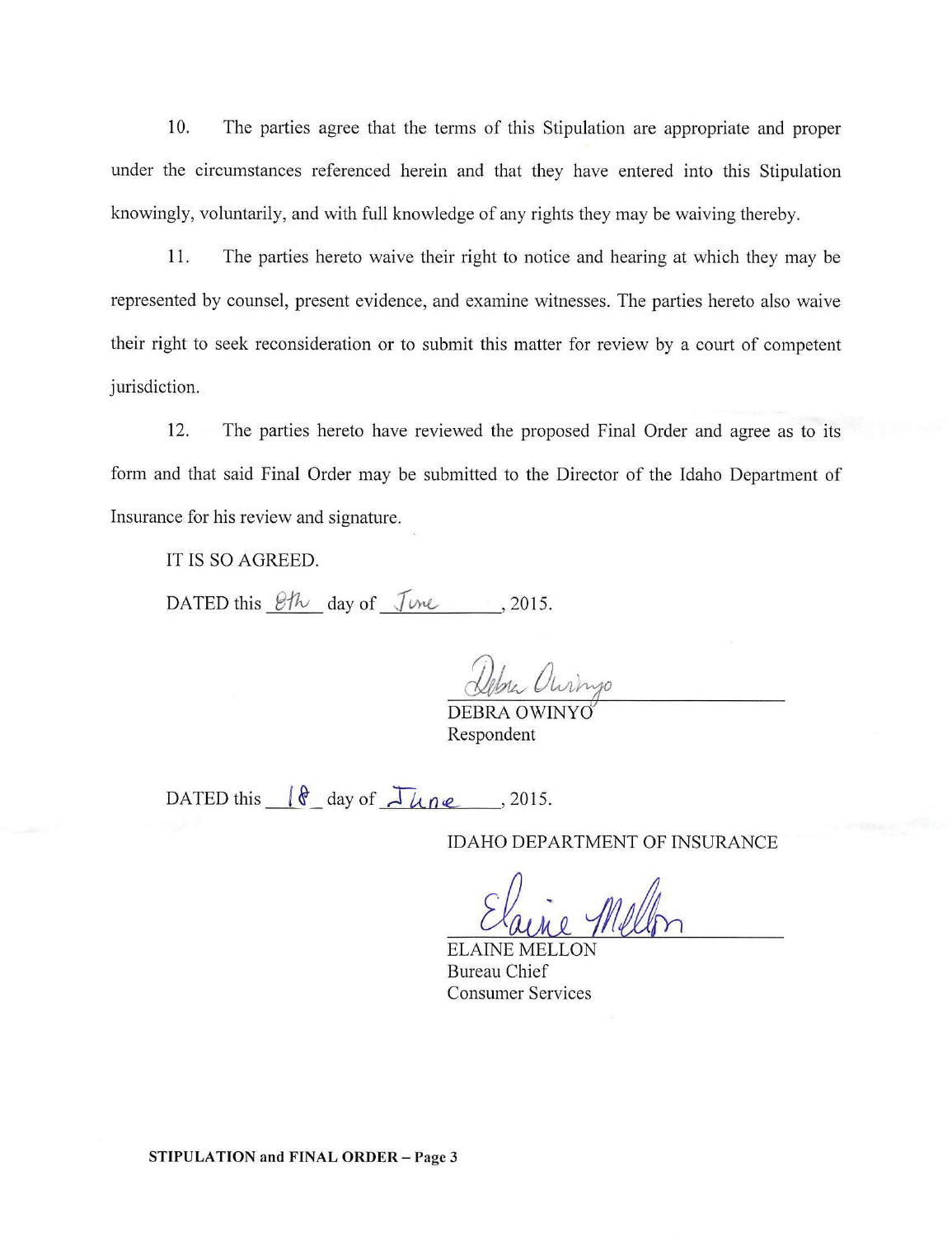10. The parties agree that the terms of this Stipulation are appropriate and proper under the circumstances referenced herein and that they have entered into this Stipulation knowingly, voluntarily, and with full knowledge of any rights they may be waiving thereby.

11. The parties hereto waive their right to notice and hearing at which they may be represented by counsel, present evidence, and examine witnesses. The parties hereto also waive their right to seek reconsideration or to submit this matter for review by a court of competent jurisdiction.

12. The parties hereto have reviewed the proposed Final Order and agree as to its form and that said Final Order may be submitted to the Director of the Idaho Department of Insurance for his review and signature.

IT IS SO AGREED.

DATED this 8th day of June, 2015.

Debra Owinyo

DEBRA OWINYO
Respondent

DATED this 18 day of June, 2015.

IDAHO DEPARTMENT OF INSURANCE

Elaine Mellon

ELAINE MELLON
Bureau Chief
Consumer Services

**STIPULATION and FINAL ORDER – Page 3**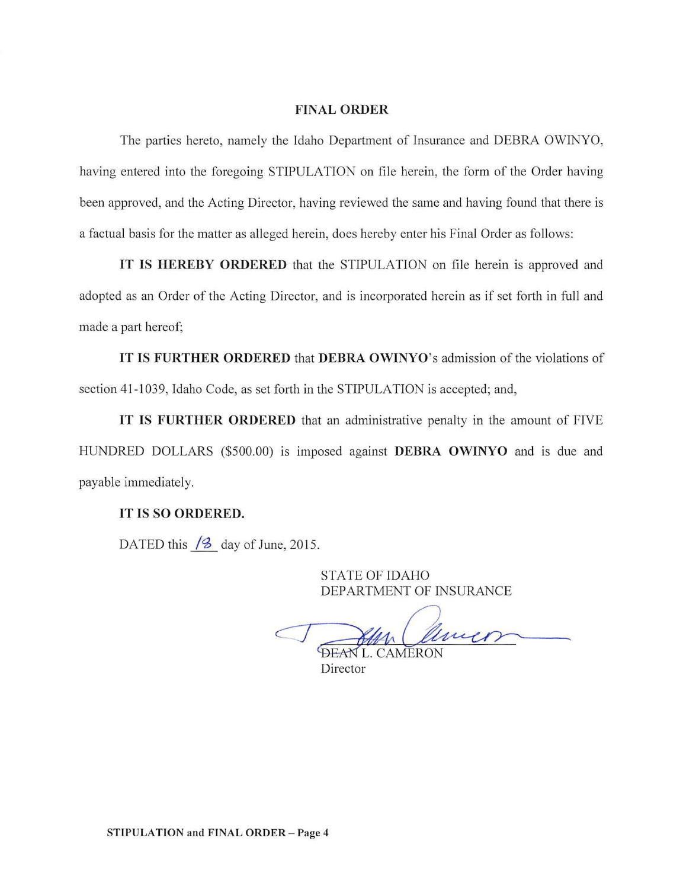## FINAL ORDER

The parties hereto, namely the Idaho Department of Insurance and DEBRA OWINYO, having entered into the foregoing STIPULATION on file herein, the form of the Order having been approved, and the Acting Director, having reviewed the same and having found that there is a factual basis for the matter as alleged herein, does hereby enter his Final Order as follows:

**IT IS HEREBY ORDERED** that the STIPULATION on file herein is approved and adopted as an Order of the Acting Director, and is incorporated herein as if set forth in full and made a part hereof;

**IT IS FURTHER ORDERED** that **DEBRA OWINYO**'s admission of the violations of section 41-1039, Idaho Code, as set forth in the STIPULATION is accepted; and,

**IT IS FURTHER ORDERED** that an administrative penalty in the amount of FIVE HUNDRED DOLLARS ($500.00) is imposed against **DEBRA OWINYO** and is due and payable immediately.

**IT IS SO ORDERED.**

DATED this 18 day of June, 2015.

STATE OF IDAHO
DEPARTMENT OF INSURANCE

~~DEAN~~ L. CAMERON
Director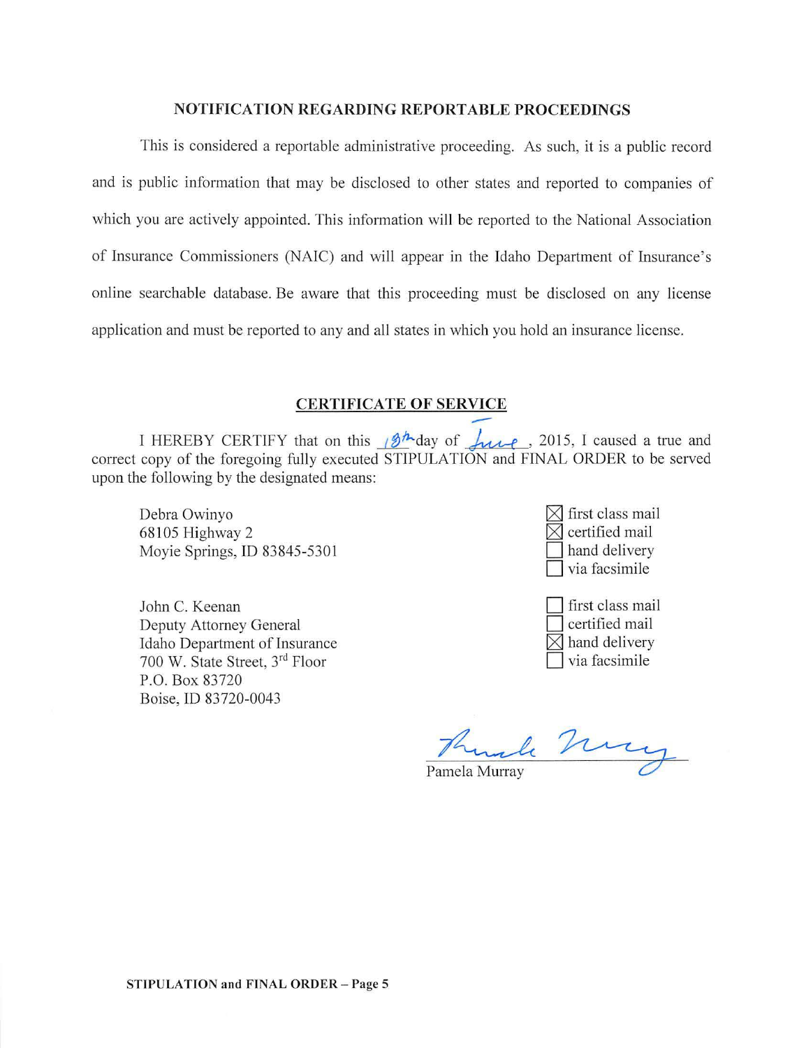## NOTIFICATION REGARDING REPORTABLE PROCEEDINGS

This is considered a reportable administrative proceeding. As such, it is a public record and is public information that may be disclosed to other states and reported to companies of which you are actively appointed. This information will be reported to the National Association of Insurance Commissioners (NAIC) and will appear in the Idaho Department of Insurance's online searchable database. Be aware that this proceeding must be disclosed on any license application and must be reported to any and all states in which you hold an insurance license.

## CERTIFICATE OF SERVICE

I HEREBY CERTIFY that on this 18th day of June, 2015, I caused a true and correct copy of the foregoing fully executed STIPULATION and FINAL ORDER to be served upon the following by the designated means:

Debra Owinyo
68105 Highway 2
Moyie Springs, ID 83845-5301

- [x] first class mail
- [x] certified mail
- [ ] hand delivery
- [ ] via facsimile

John C. Keenan
Deputy Attorney General
Idaho Department of Insurance
700 W. State Street, 3rd Floor
P.O. Box 83720
Boise, ID 83720-0043

- [ ] first class mail
- [ ] certified mail
- [x] hand delivery
- [ ] via facsimile

Pamela Murray

**STIPULATION and FINAL ORDER – Page 5**